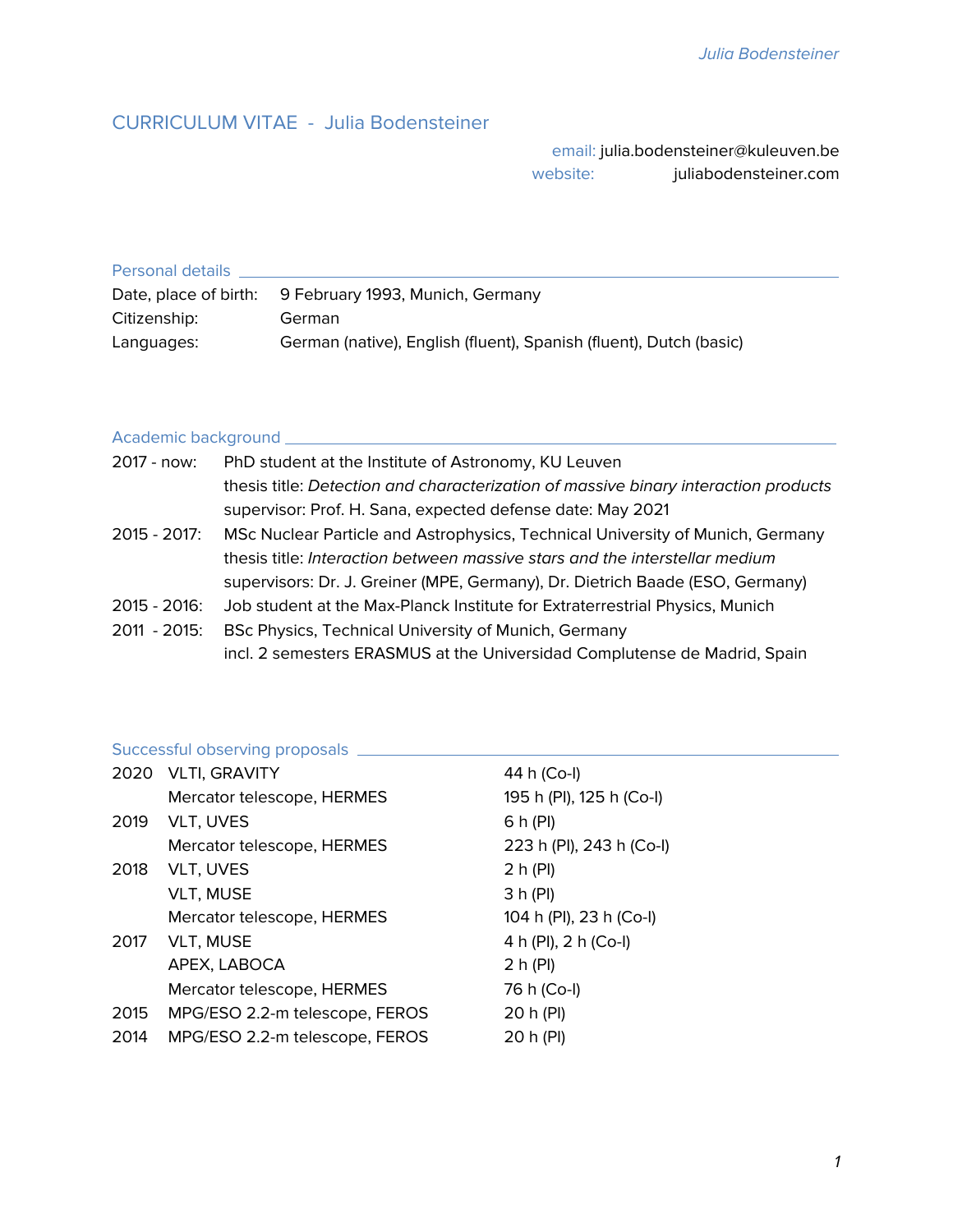# CURRICULUM VITAE - Julia Bodensteiner

email: julia.bodensteiner@kuleuven.be
website: juliabodensteiner.com

## Personal details

| | |
|---|---|
| Date, place of birth: | 9 February 1993, Munich, Germany |
| Citizenship: | German |
| Languages: | German (native), English (fluent), Spanish (fluent), Dutch (basic) |

## Academic background

| | |
|---|---|
| 2017 - now: | PhD student at the Institute of Astronomy, KU Leuven<br>thesis title: *Detection and characterization of massive binary interaction products*<br>supervisor: Prof. H. Sana, expected defense date: May 2021 |
| 2015 - 2017: | MSc Nuclear Particle and Astrophysics, Technical University of Munich, Germany<br>thesis title: *Interaction between massive stars and the interstellar medium*<br>supervisors: Dr. J. Greiner (MPE, Germany), Dr. Dietrich Baade (ESO, Germany) |
| 2015 - 2016: | Job student at the Max-Planck Institute for Extraterrestrial Physics, Munich |
| 2011 - 2015: | BSc Physics, Technical University of Munich, Germany<br>incl. 2 semesters ERASMUS at the Universidad Complutense de Madrid, Spain |

## Successful observing proposals

| | | |
|---|---|---|
| 2020 | VLTI, GRAVITY | 44 h (Co-I) |
| | Mercator telescope, HERMES | 195 h (PI), 125 h (Co-I) |
| 2019 | VLT, UVES | 6 h (PI) |
| | Mercator telescope, HERMES | 223 h (PI), 243 h (Co-I) |
| 2018 | VLT, UVES | 2 h (PI) |
| | VLT, MUSE | 3 h (PI) |
| | Mercator telescope, HERMES | 104 h (PI), 23 h (Co-I) |
| 2017 | VLT, MUSE | 4 h (PI), 2 h (Co-I) |
| | APEX, LABOCA | 2 h (PI) |
| | Mercator telescope, HERMES | 76 h (Co-I) |
| 2015 | MPG/ESO 2.2-m telescope, FEROS | 20 h (PI) |
| 2014 | MPG/ESO 2.2-m telescope, FEROS | 20 h (PI) |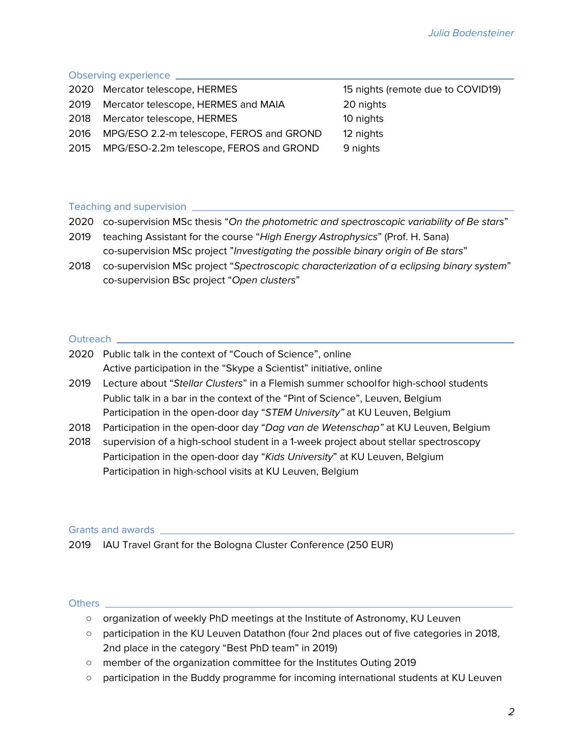## Observing experience

| | | |
|---|---|---|
| 2020 | Mercator telescope, HERMES | 15 nights (remote due to COVID19) |
| 2019 | Mercator telescope, HERMES and MAIA | 20 nights |
| 2018 | Mercator telescope, HERMES | 10 nights |
| 2016 | MPG/ESO 2.2-m telescope, FEROS and GROND | 12 nights |
| 2015 | MPG/ESO-2.2m telescope, FEROS and GROND | 9 nights |

## Teaching and supervision

2020 co-supervision MSc thesis "*On the photometric and spectroscopic variability of Be stars*"

2019 teaching Assistant for the course "*High Energy Astrophysics*" (Prof. H. Sana)
co-supervision MSc project "*Investigating the possible binary origin of Be stars*"

2018 co-supervision MSc project "*Spectroscopic characterization of a eclipsing binary system*"
co-supervision BSc project "*Open clusters*"

## Outreach

2020 Public talk in the context of "Couch of Science", online
Active participation in the "Skype a Scientist" initiative, online

2019 Lecture about "*Stellar Clusters*" in a Flemish summer schoolfor high-school students
Public talk in a bar in the context of the "Pint of Science", Leuven, Belgium
Participation in the open-door day "*STEM University"* at KU Leuven, Belgium

2018 Participation in the open-door day "*Dag van de Wetenschap"* at KU Leuven, Belgium

2018 supervision of a high-school student in a 1-week project about stellar spectroscopy
Participation in the open-door day "*Kids University*" at KU Leuven, Belgium
Participation in high-school visits at KU Leuven, Belgium

## Grants and awards

2019 IAU Travel Grant for the Bologna Cluster Conference (250 EUR)

## Others

- organization of weekly PhD meetings at the Institute of Astronomy, KU Leuven
- participation in the KU Leuven Datathon (four 2nd places out of five categories in 2018, 2nd place in the category "Best PhD team" in 2019)
- member of the organization committee for the Institutes Outing 2019
- participation in the Buddy programme for incoming international students at KU Leuven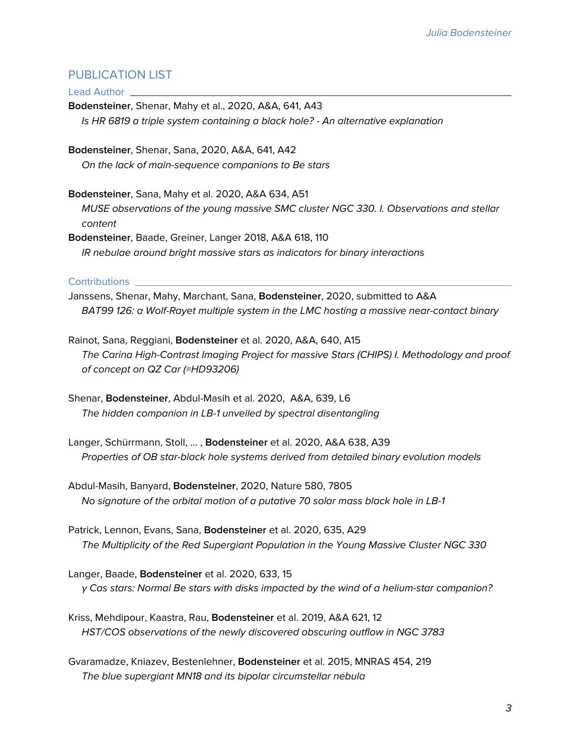## PUBLICATION LIST

### Lead Author

**Bodensteiner**, Shenar, Mahy et al., 2020, A&A, 641, A43
*Is HR 6819 a triple system containing a black hole? - An alternative explanation*

**Bodensteiner**, Shenar, Sana, 2020, A&A, 641, A42
*On the lack of main-sequence companions to Be stars*

**Bodensteiner**, Sana, Mahy et al. 2020, A&A 634, A51
*MUSE observations of the young massive SMC cluster NGC 330. I. Observations and stellar content*

**Bodensteiner**, Baade, Greiner, Langer 2018, A&A 618, 110
*IR nebulae around bright massive stars as indicators for binary interactions*

### Contributions

Janssens, Shenar, Mahy, Marchant, Sana, **Bodensteiner**, 2020, submitted to A&A
*BAT99 126: a Wolf-Rayet multiple system in the LMC hosting a massive near-contact binary*

Rainot, Sana, Reggiani, **Bodensteiner** et al. 2020, A&A, 640, A15
*The Carina High-Contrast Imaging Project for massive Stars (CHIPS) I. Methodology and proof of concept on QZ Car (=HD93206)*

Shenar, **Bodensteiner**, Abdul-Masih et al. 2020, A&A, 639, L6
*The hidden companion in LB-1 unveiled by spectral disentangling*

Langer, Schürrmann, Stoll, ... , **Bodensteiner** et al. 2020, A&A 638, A39
*Properties of OB star-black hole systems derived from detailed binary evolution models*

Abdul-Masih, Banyard, **Bodensteiner**, 2020, Nature 580, 7805
*No signature of the orbital motion of a putative 70 solar mass black hole in LB-1*

Patrick, Lennon, Evans, Sana, **Bodensteiner** et al. 2020, 635, A29
*The Multiplicity of the Red Supergiant Population in the Young Massive Cluster NGC 330*

Langer, Baade, **Bodensteiner** et al. 2020, 633, 15
*γ Cas stars: Normal Be stars with disks impacted by the wind of a helium-star companion?*

Kriss, Mehdipour, Kaastra, Rau, **Bodensteiner** et al. 2019, A&A 621, 12
*HST/COS observations of the newly discovered obscuring outflow in NGC 3783*

Gvaramadze, Kniazev, Bestenlehner, **Bodensteiner** et al. 2015, MNRAS 454, 219
*The blue supergiant MN18 and its bipolar circumstellar nebula*